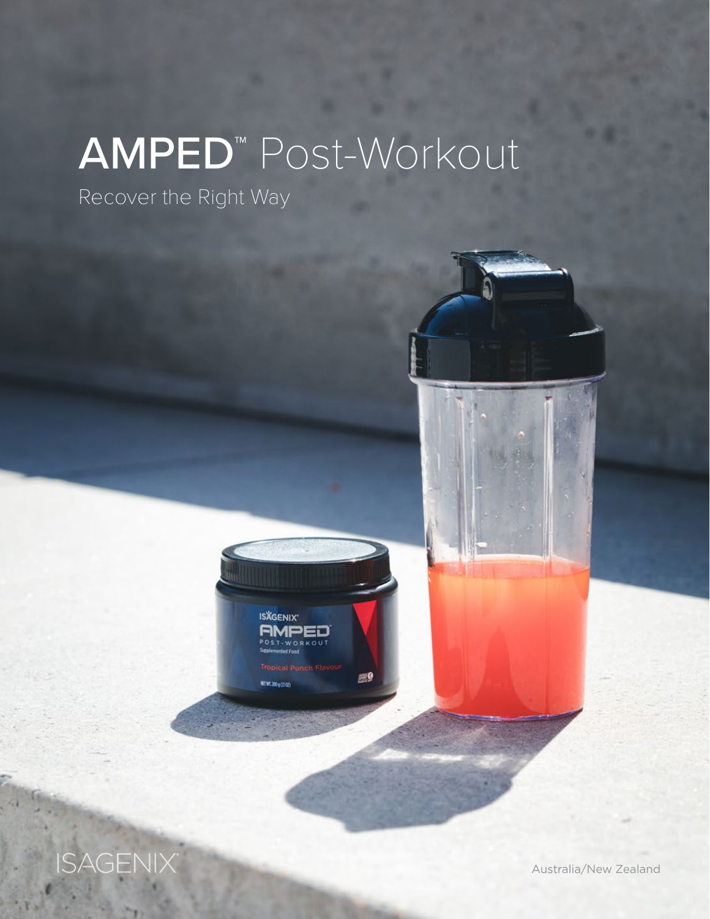# AMPED™ Post-Workout

Recover the Right Way

ISAGENIX®

Australia/New Zealand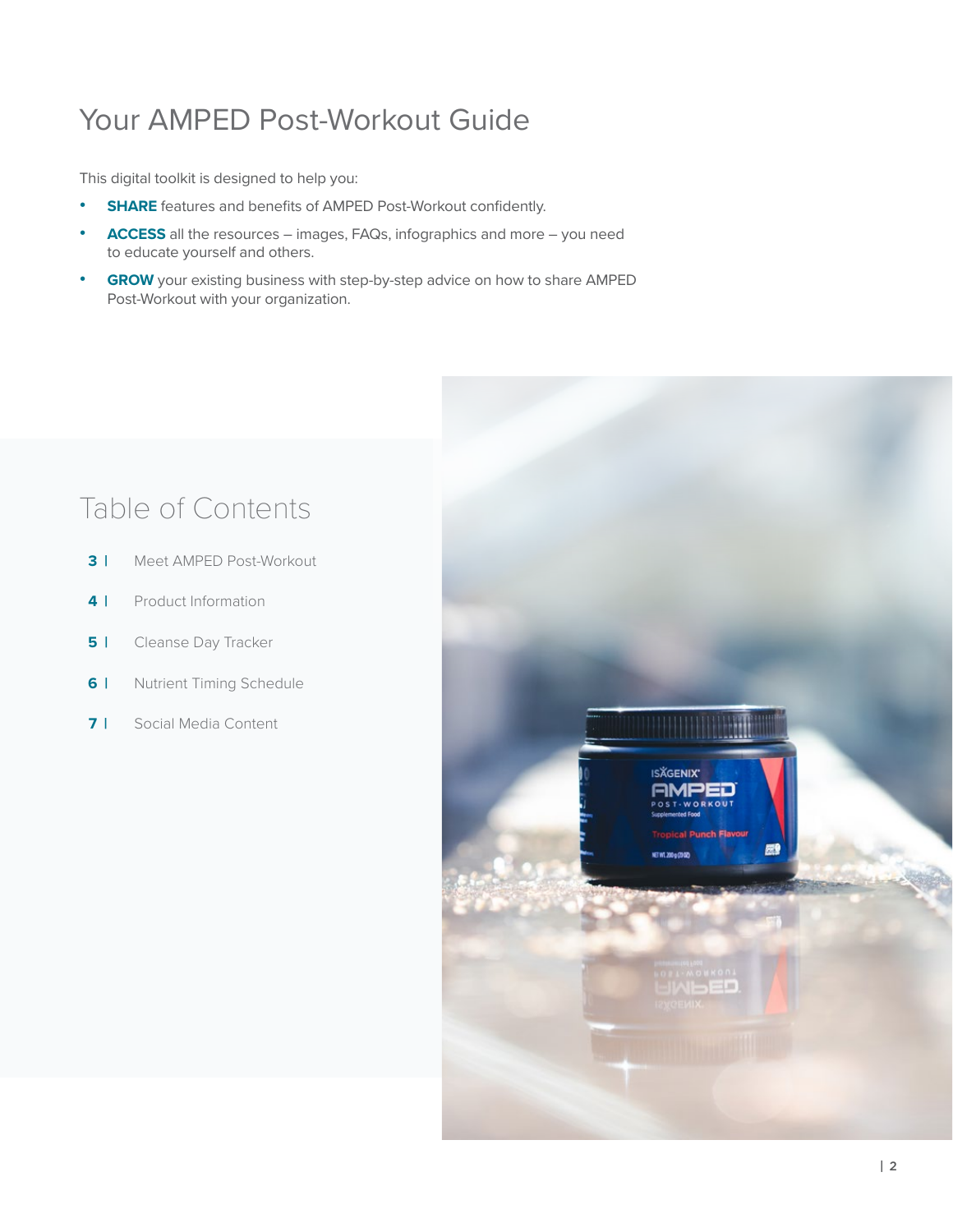# Your AMPED Post-Workout Guide

This digital toolkit is designed to help you:

- **SHARE** features and benefits of AMPED Post-Workout confidently.
- **ACCESS** all the resources – images, FAQs, infographics and more – you need to educate yourself and others.
- **GROW** your existing business with step-by-step advice on how to share AMPED Post-Workout with your organization.

## Table of Contents

- **3 |** Meet AMPED Post-Workout
- **4 |** Product Information
- **5 |** Cleanse Day Tracker
- **6 |** Nutrient Timing Schedule
- **7 |** Social Media Content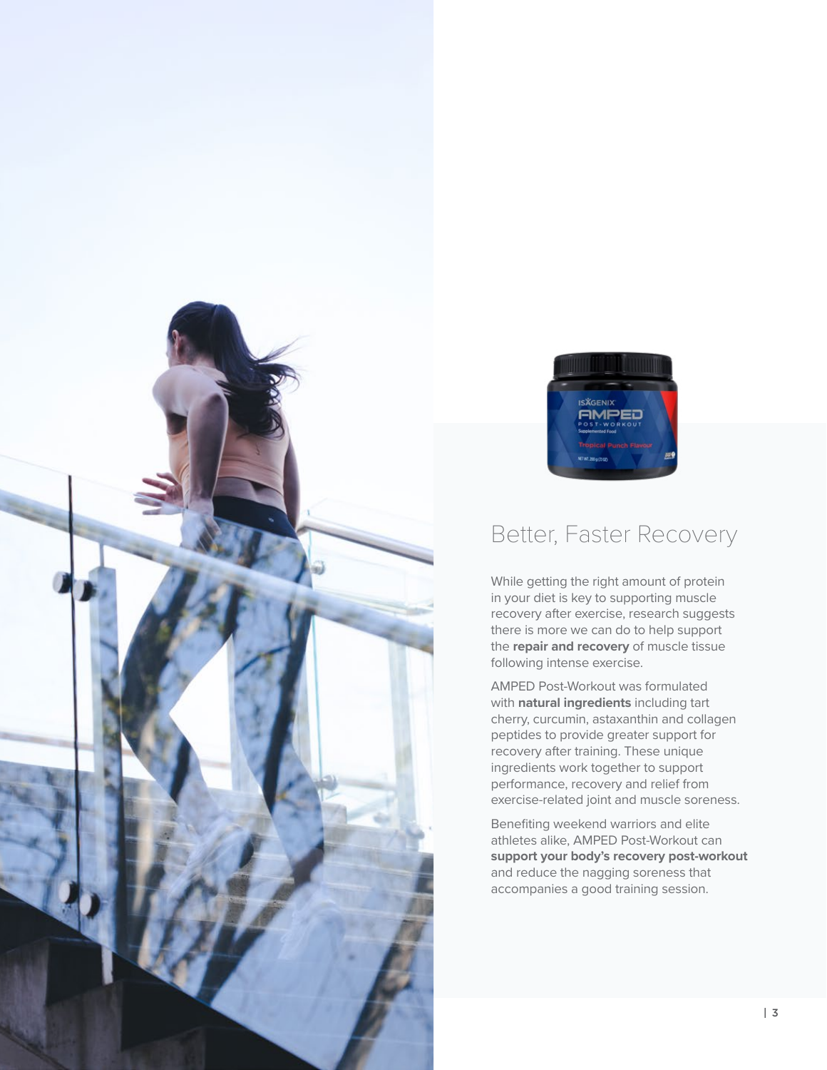## Better, Faster Recovery

While getting the right amount of protein in your diet is key to supporting muscle recovery after exercise, research suggests there is more we can do to help support the **repair and recovery** of muscle tissue following intense exercise.

AMPED Post-Workout was formulated with **natural ingredients** including tart cherry, curcumin, astaxanthin and collagen peptides to provide greater support for recovery after training. These unique ingredients work together to support performance, recovery and relief from exercise-related joint and muscle soreness.

Benefiting weekend warriors and elite athletes alike, AMPED Post-Workout can **support your body's recovery post-workout** and reduce the nagging soreness that accompanies a good training session.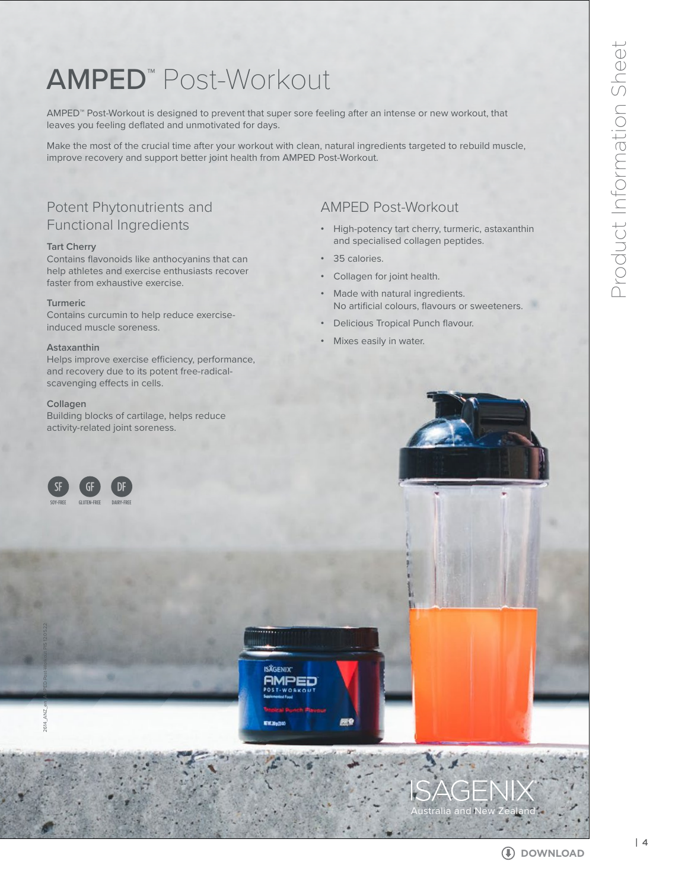# AMPED™ Post-Workout

AMPED™ Post-Workout is designed to prevent that super sore feeling after an intense or new workout, that leaves you feeling deflated and unmotivated for days.

Make the most of the crucial time after your workout with clean, natural ingredients targeted to rebuild muscle, improve recovery and support better joint health from AMPED Post-Workout.

## Potent Phytonutrients and Functional Ingredients

**Tart Cherry**
Contains flavonoids like anthocyanins that can help athletes and exercise enthusiasts recover faster from exhaustive exercise.

**Turmeric**
Contains curcumin to help reduce exercise-induced muscle soreness.

**Astaxanthin**
Helps improve exercise efficiency, performance, and recovery due to its potent free-radical-scavenging effects in cells.

**Collagen**
Building blocks of cartilage, helps reduce activity-related joint soreness.

SF SOY-FREE | GF GLUTEN-FREE | DF DAIRY-FREE

## AMPED Post-Workout

- High-potency tart cherry, turmeric, astaxanthin and specialised collagen peptides.
- 35 calories.
- Collagen for joint health.
- Made with natural ingredients. No artificial colours, flavours or sweeteners.
- Delicious Tropical Punch flavour.
- Mixes easily in water.

ISAGENIX
Australia and New Zealand

DOWNLOAD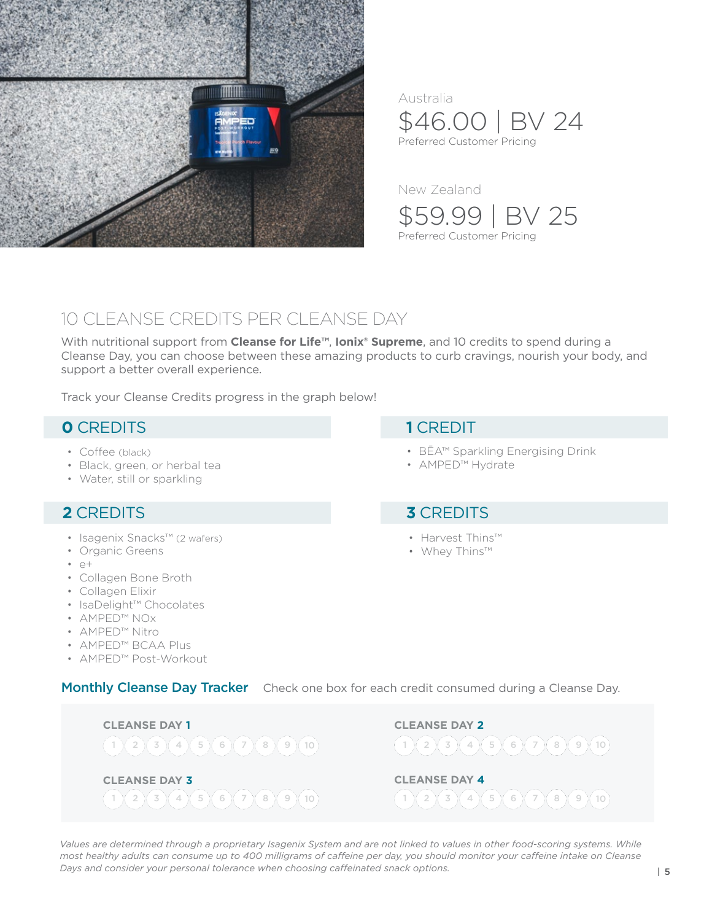Australia

$46.00 | BV 24

Preferred Customer Pricing

New Zealand

$59.99 | BV 25

Preferred Customer Pricing

# 10 CLEANSE CREDITS PER CLEANSE DAY

With nutritional support from **Cleanse for Life™**, **Ionix® Supreme**, and 10 credits to spend during a Cleanse Day, you can choose between these amazing products to curb cravings, nourish your body, and support a better overall experience.

Track your Cleanse Credits progress in the graph below!

## 0 CREDITS

- Coffee (black)
- Black, green, or herbal tea
- Water, still or sparkling

## 1 CREDIT

- BĒA™ Sparkling Energising Drink
- AMPED™ Hydrate

## 2 CREDITS

- Isagenix Snacks™ (2 wafers)
- Organic Greens
- e+
- Collagen Bone Broth
- Collagen Elixir
- IsaDelight™ Chocolates
- AMPED™ NOx
- AMPED™ Nitro
- AMPED™ BCAA Plus
- AMPED™ Post-Workout

## 3 CREDITS

- Harvest Thins™
- Whey Thins™

## Monthly Cleanse Day Tracker

Check one box for each credit consumed during a Cleanse Day.

**CLEANSE DAY 1**

1 2 3 4 5 6 7 8 9 10

**CLEANSE DAY 2**

1 2 3 4 5 6 7 8 9 10

**CLEANSE DAY 3**

1 2 3 4 5 6 7 8 9 10

**CLEANSE DAY 4**

1 2 3 4 5 6 7 8 9 10

*Values are determined through a proprietary Isagenix System and are not linked to values in other food-scoring systems. While most healthy adults can consume up to 400 milligrams of caffeine per day, you should monitor your caffeine intake on Cleanse Days and consider your personal tolerance when choosing caffeinated snack options.*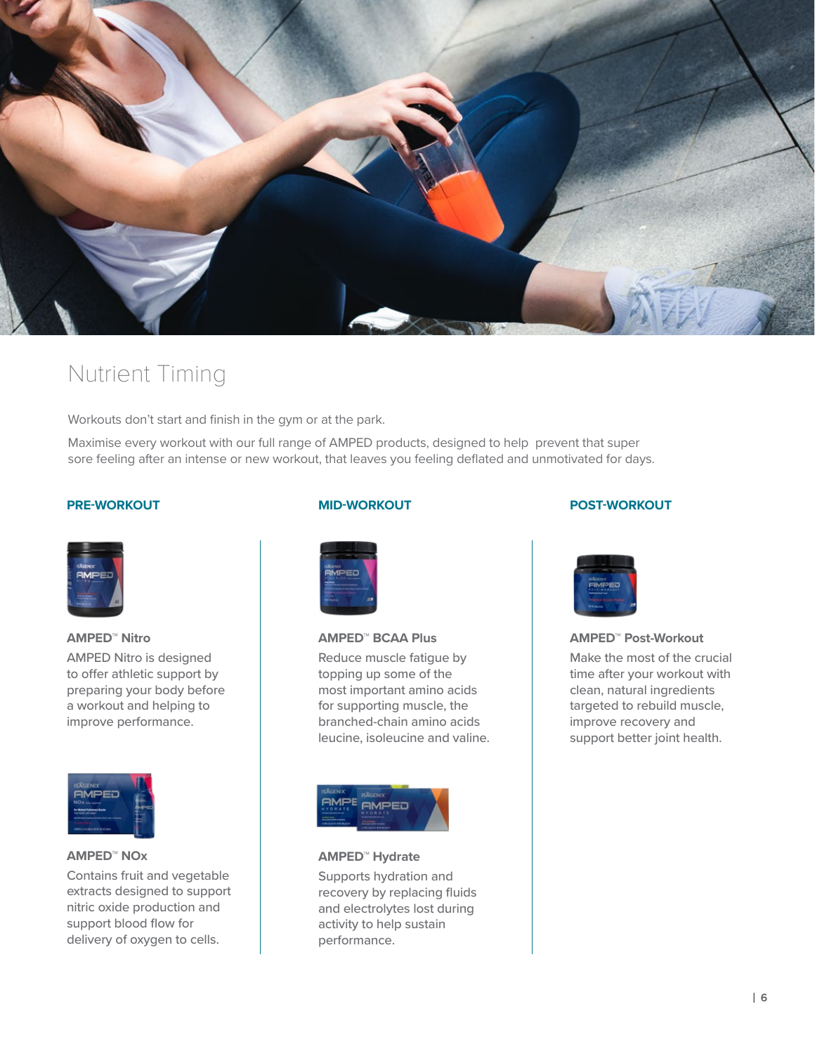# Nutrient Timing

Workouts don't start and finish in the gym or at the park.

Maximise every workout with our full range of AMPED products, designed to help prevent that super sore feeling after an intense or new workout, that leaves you feeling deflated and unmotivated for days.

## PRE-WORKOUT

**AMPED™ Nitro**
AMPED Nitro is designed to offer athletic support by preparing your body before a workout and helping to improve performance.

**AMPED™ NOx**
Contains fruit and vegetable extracts designed to support nitric oxide production and support blood flow for delivery of oxygen to cells.

## MID-WORKOUT

**AMPED™ BCAA Plus**
Reduce muscle fatigue by topping up some of the most important amino acids for supporting muscle, the branched-chain amino acids leucine, isoleucine and valine.

**AMPED™ Hydrate**
Supports hydration and recovery by replacing fluids and electrolytes lost during activity to help sustain performance.

## POST-WORKOUT

**AMPED™ Post-Workout**
Make the most of the crucial time after your workout with clean, natural ingredients targeted to rebuild muscle, improve recovery and support better joint health.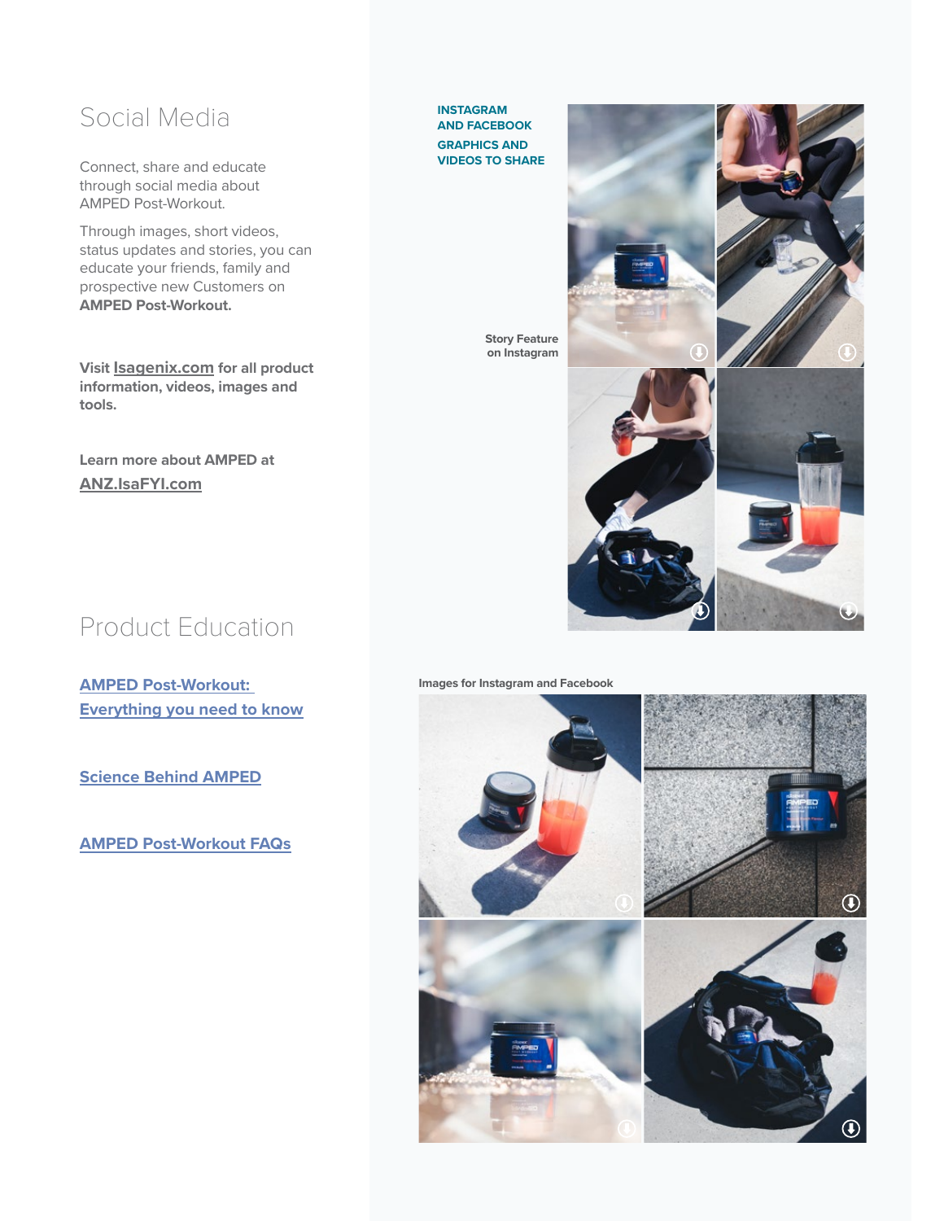## Social Media

Connect, share and educate through social media about AMPED Post-Workout.

Through images, short videos, status updates and stories, you can educate your friends, family and prospective new Customers on **AMPED Post-Workout.**

**Visit Isagenix.com for all product information, videos, images and tools.**

**Learn more about AMPED at ANZ.IsaFYI.com**

## Product Education

**AMPED Post-Workout: Everything you need to know**

**Science Behind AMPED**

**AMPED Post-Workout FAQs**

**INSTAGRAM AND FACEBOOK GRAPHICS AND VIDEOS TO SHARE**

**Story Feature on Instagram**

**Images for Instagram and Facebook**